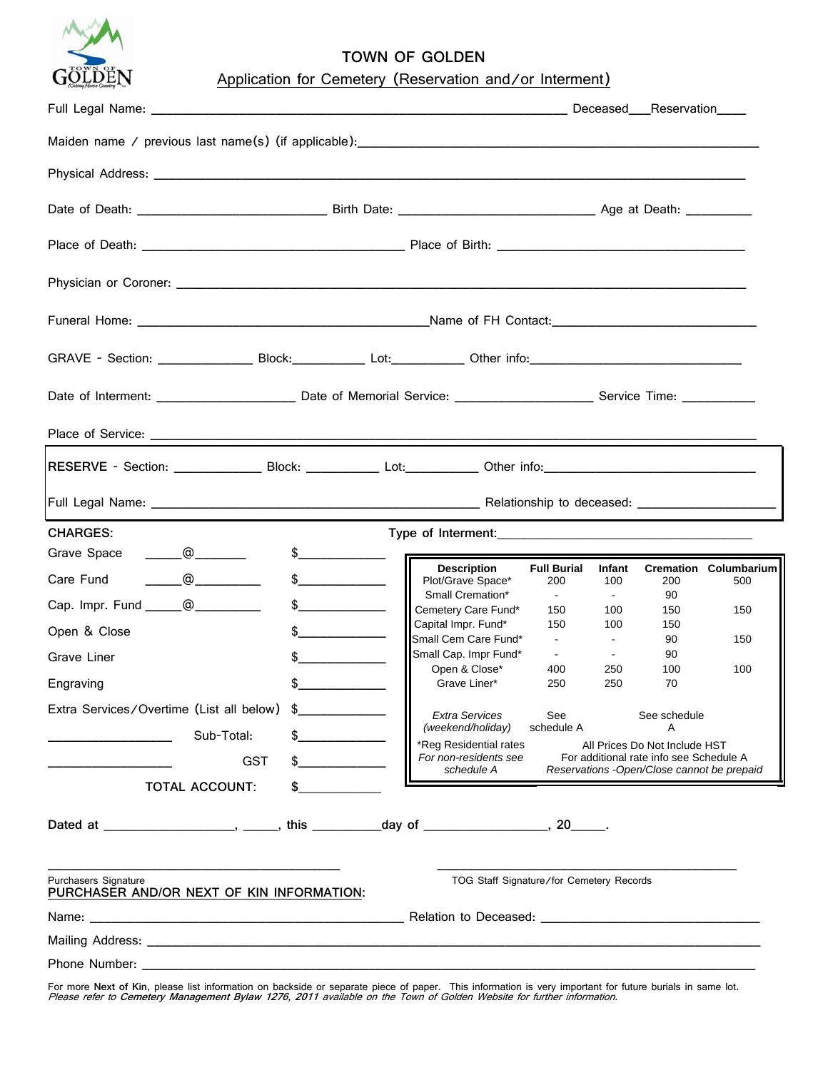# TOWN OF GOLDEN

## Application for Cemetery (Reservation and/or Interment)

Full Legal Name: ____________________________________________ Deceased___Reservation____

Maiden name / previous last name(s) (if applicable):_____________________________________________

Physical Address: ____________________________________________________________________

Date of Death: ______________________ Birth Date: _______________________ Age at Death: ________

Place of Death: _______________________________ Place of Birth: ______________________________

Physician or Coroner: __________________________________________________________________

Funeral Home: ___________________________________Name of FH Contact:________________________

GRAVE - Section: ___________ Block:_________ Lot:_________ Other info:_________________________

Date of Interment: ________________ Date of Memorial Service: ________________ Service Time: _________

Place of Service: _____________________________________________________________________

**RESERVE** - Section: ___________ Block: _________ Lot:_________ Other info:_________________________

Full Legal Name: ______________________________________ Relationship to deceased: ________________

**CHARGES:**

Grave Space _____@_______ $____________

Care Fund _____@________ $____________

Cap. Impr. Fund _____@________ $____________

Open & Close $____________

Grave Liner $____________

Engraving $____________

Extra Services/Overtime (List all below) $____________

_______________ Sub-Total: $____________

_______________ GST $____________

TOTAL ACCOUNT: $____________

**Type of Interment:**___________________________________

| Description | Full Burial | Infant | Cremation | Columbarium |
|---|---|---|---|---|
| Plot/Grave Space* | 200 | 100 | 200 | 500 |
| Small Cremation* | - | - | 90 | |
| Cemetery Care Fund* | 150 | 100 | 150 | 150 |
| Capital Impr. Fund* | 150 | 100 | 150 | |
| Small Cem Care Fund* | - | - | 90 | 150 |
| Small Cap. Impr Fund* | - | - | 90 | |
| Open & Close* | 400 | 250 | 100 | 100 |
| Grave Liner* | 250 | 250 | 70 | |
| *Extra Services (weekend/holiday)* | See schedule A | | See schedule A | |

*Reg Residential rates
*For non-residents see schedule A*

All Prices Do Not Include HST
For additional rate info see Schedule A
*Reservations -Open/Close cannot be prepaid*

**Dated at** _______________, _____, **this** _________**day of** _______________, **20**_____.

_________________________________ Purchasers Signature

_________________________________ TOG Staff Signature/for Cemetery Records

**PURCHASER AND/OR NEXT OF KIN INFORMATION:**

Name: ___________________________________ Relation to Deceased: ___________________________

Mailing Address: ____________________________________________________________________

Phone Number: _____________________________________________________________________

For more **Next of Kin**, please list information on backside or separate piece of paper. This information is very important for future burials in same lot.
*Please refer to **Cemetery Management Bylaw 1276, 2011** available on the Town of Golden Website for further information.*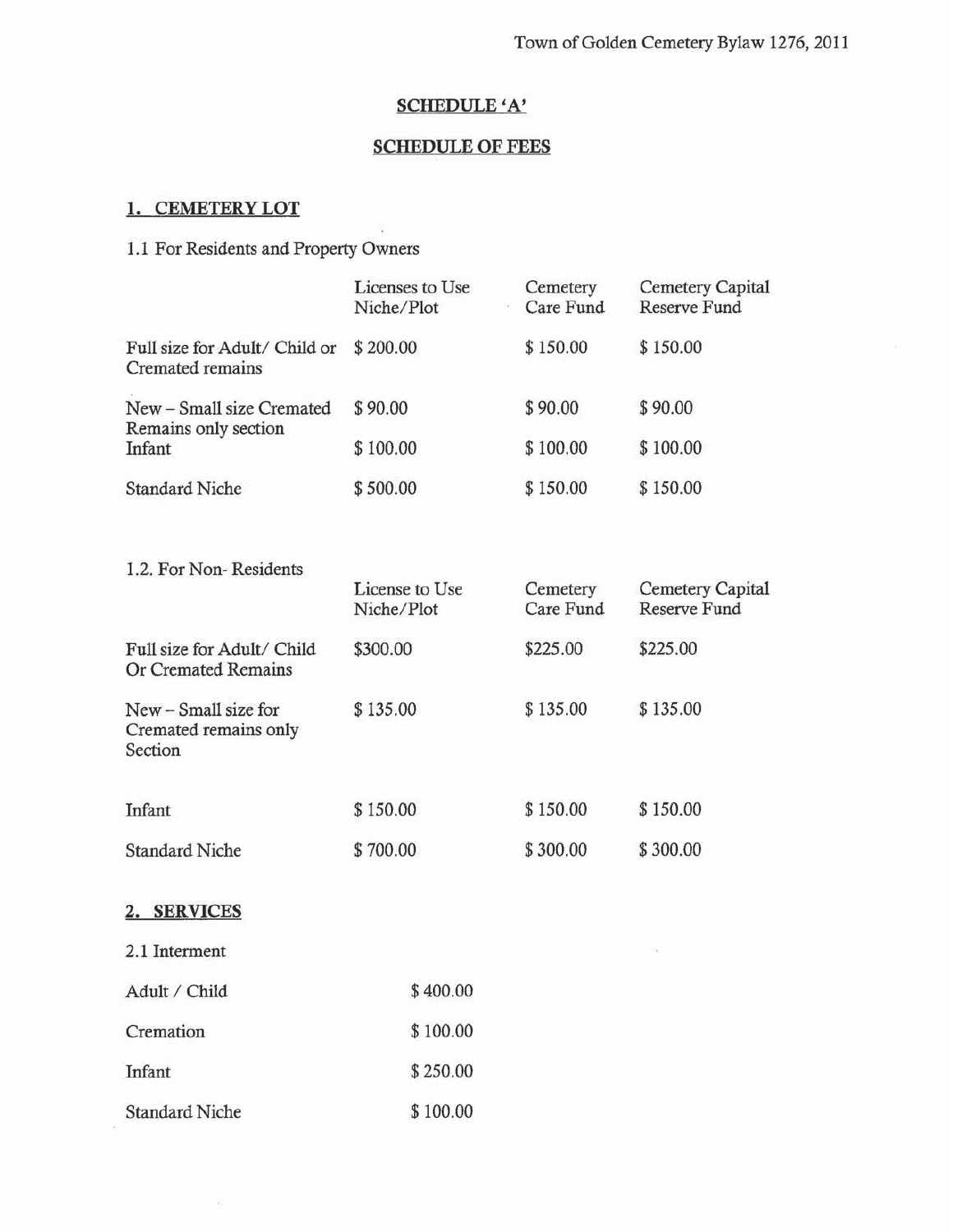## SCHEDULE 'A'

## SCHEDULE OF FEES

### 1. CEMETERY LOT

1.1 For Residents and Property Owners

| | Licenses to Use Niche/Plot | Cemetery Care Fund | Cemetery Capital Reserve Fund |
|---|---|---|---|
| Full size for Adult/ Child or Cremated remains | $ 200.00 | $ 150.00 | $ 150.00 |
| New – Small size Cremated Remains only section | $ 90.00 | $ 90.00 | $ 90.00 |
| Infant | $ 100.00 | $ 100.00 | $ 100.00 |
| Standard Niche | $ 500.00 | $ 150.00 | $ 150.00 |

1.2. For Non- Residents

| | License to Use Niche/Plot | Cemetery Care Fund | Cemetery Capital Reserve Fund |
|---|---|---|---|
| Full size for Adult/ Child Or Cremated Remains | $300.00 | $225.00 | $225.00 |
| New – Small size for Cremated remains only Section | $ 135.00 | $ 135.00 | $ 135.00 |
| Infant | $ 150.00 | $ 150.00 | $ 150.00 |
| Standard Niche | $ 700.00 | $ 300.00 | $ 300.00 |

### 2. SERVICES

2.1 Interment

| | |
|---|---|
| Adult / Child | $ 400.00 |
| Cremation | $ 100.00 |
| Infant | $ 250.00 |
| Standard Niche | $ 100.00 |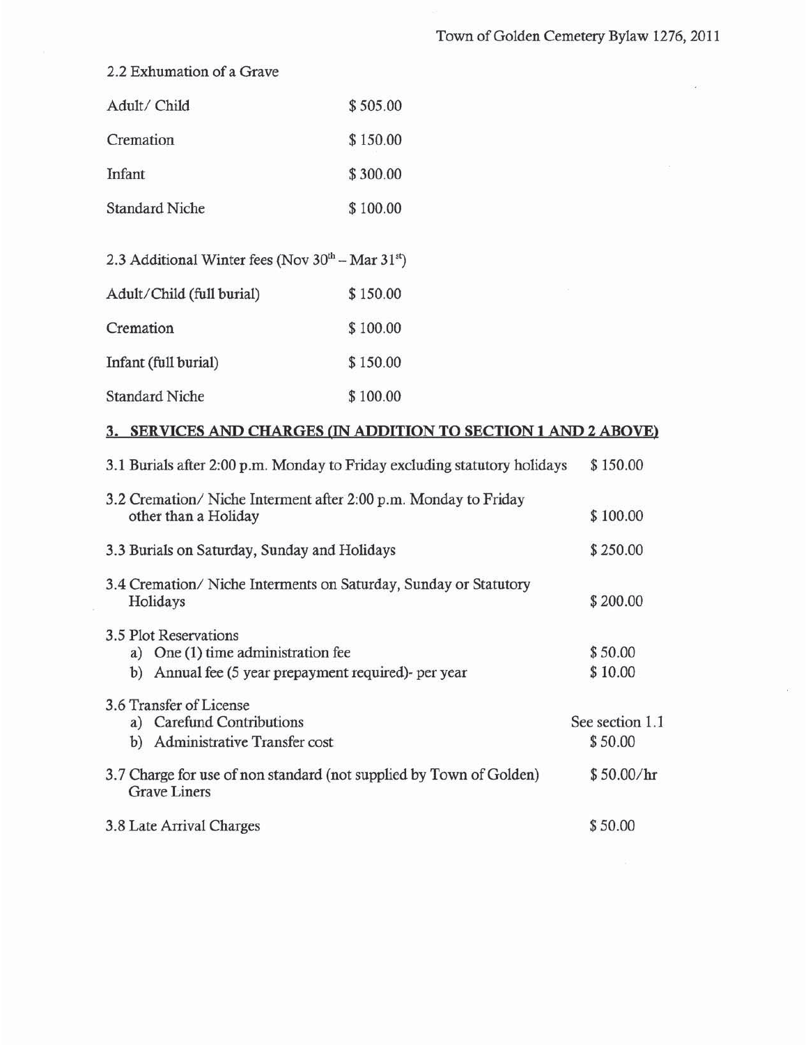2.2 Exhumation of a Grave

| | |
|---|---|
| Adult/ Child | $ 505.00 |
| Cremation | $ 150.00 |
| Infant | $ 300.00 |
| Standard Niche | $ 100.00 |

2.3 Additional Winter fees (Nov $30^{th}$ – Mar $31^{st}$)

| | |
|---|---|
| Adult/Child (full burial) | $ 150.00 |
| Cremation | $ 100.00 |
| Infant (full burial) | $ 150.00 |
| Standard Niche | $ 100.00 |

## 3. SERVICES AND CHARGES (IN ADDITION TO SECTION 1 AND 2 ABOVE)

| | |
|---|---|
| 3.1 Burials after 2:00 p.m. Monday to Friday excluding statutory holidays | $ 150.00 |
| 3.2 Cremation/ Niche Interment after 2:00 p.m. Monday to Friday other than a Holiday | $ 100.00 |
| 3.3 Burials on Saturday, Sunday and Holidays | $ 250.00 |
| 3.4 Cremation/ Niche Interments on Saturday, Sunday or Statutory Holidays | $ 200.00 |
| 3.5 Plot Reservations | |
| a) One (1) time administration fee | $ 50.00 |
| b) Annual fee (5 year prepayment required)- per year | $ 10.00 |
| 3.6 Transfer of License | |
| a) Carefund Contributions | See section 1.1 |
| b) Administrative Transfer cost | $ 50.00 |
| 3.7 Charge for use of non standard (not supplied by Town of Golden) Grave Liners | $ 50.00/hr |
| 3.8 Late Arrival Charges | $ 50.00 |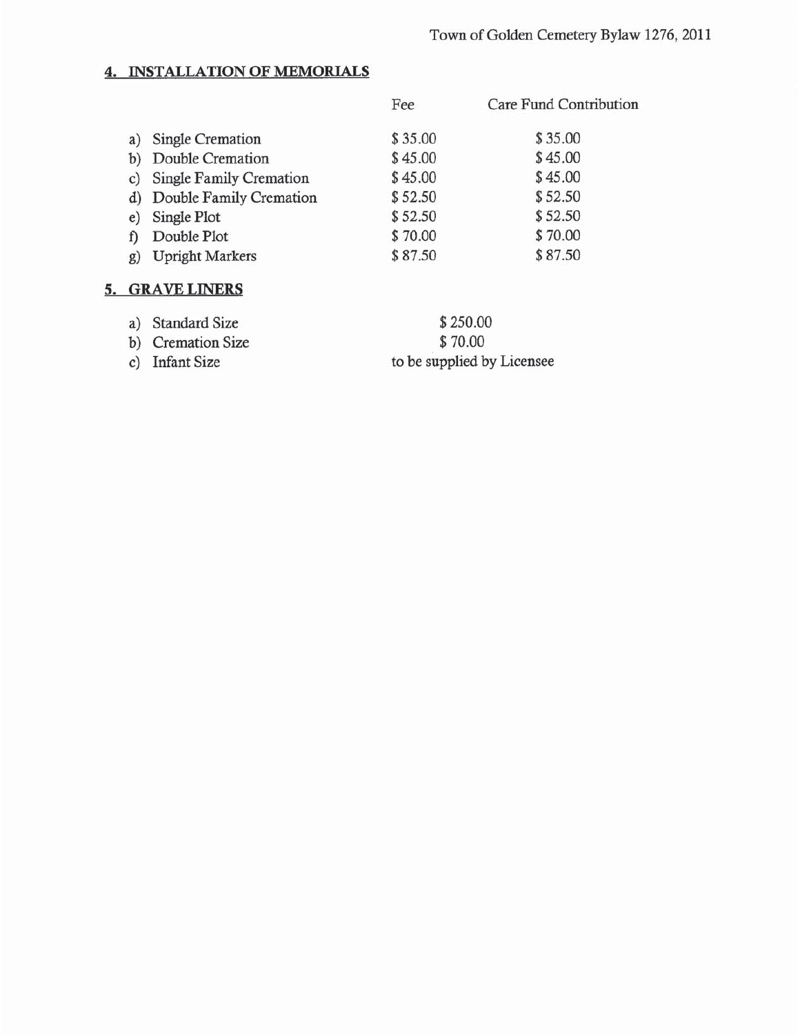## 4. INSTALLATION OF MEMORIALS

| | Fee | Care Fund Contribution |
|---|---|---|
| a) Single Cremation | $ 35.00 | $ 35.00 |
| b) Double Cremation | $ 45.00 | $ 45.00 |
| c) Single Family Cremation | $ 45.00 | $ 45.00 |
| d) Double Family Cremation | $ 52.50 | $ 52.50 |
| e) Single Plot | $ 52.50 | $ 52.50 |
| f) Double Plot | $ 70.00 | $ 70.00 |
| g) Upright Markers | $ 87.50 | $ 87.50 |

## 5. GRAVE LINERS

| | |
|---|---|
| a) Standard Size | $ 250.00 |
| b) Cremation Size | $ 70.00 |
| c) Infant Size | to be supplied by Licensee |